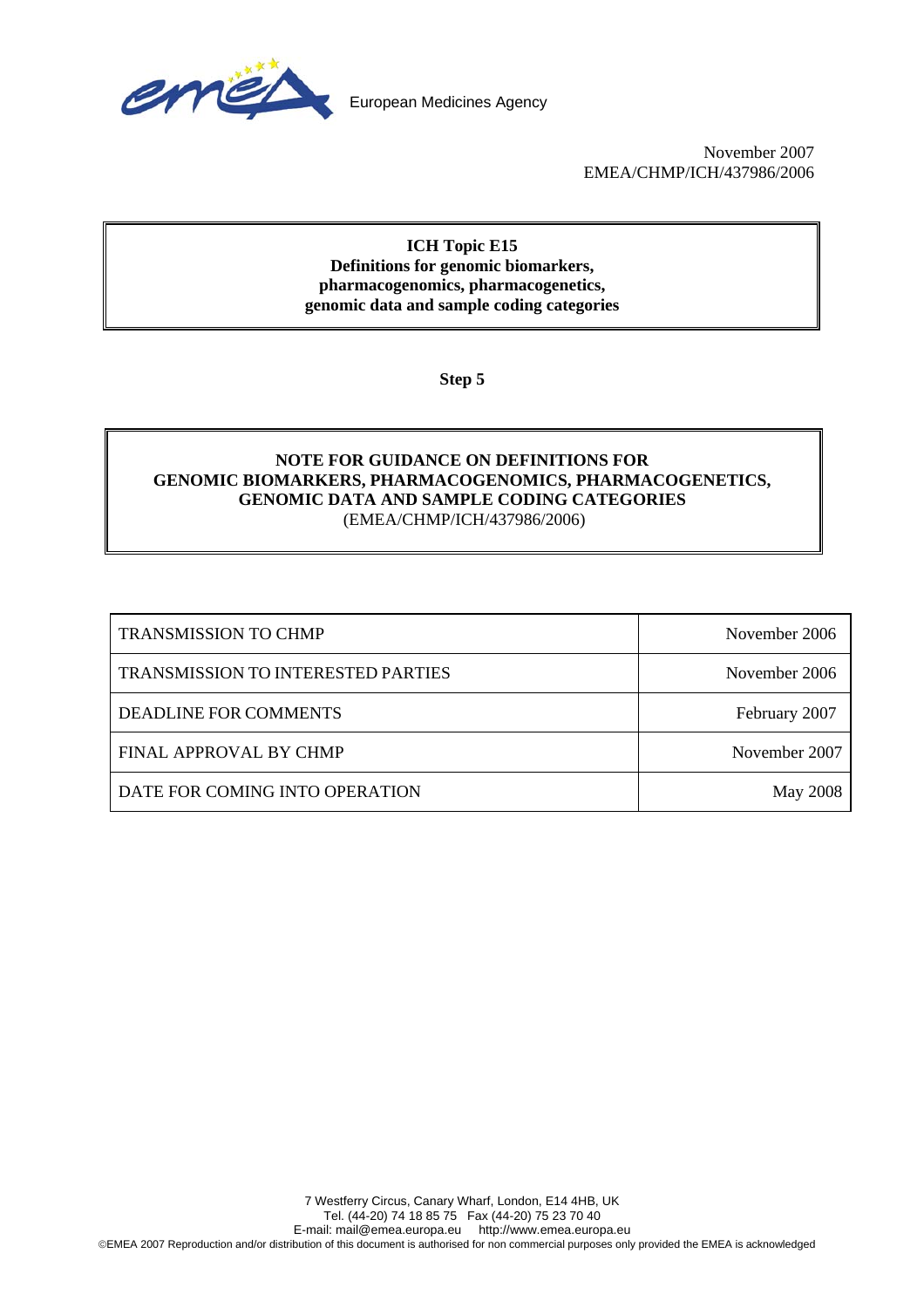European Medicines Agency

November 2007
EMEA/CHMP/ICH/437986/2006

**ICH Topic E15**
**Definitions for genomic biomarkers, pharmacogenomics, pharmacogenetics, genomic data and sample coding categories**

**Step 5**

**NOTE FOR GUIDANCE ON DEFINITIONS FOR GENOMIC BIOMARKERS, PHARMACOGENOMICS, PHARMACOGENETICS, GENOMIC DATA AND SAMPLE CODING CATEGORIES**
(EMEA/CHMP/ICH/437986/2006)

| | |
|---|---|
| TRANSMISSION TO CHMP | November 2006 |
| TRANSMISSION TO INTERESTED PARTIES | November 2006 |
| DEADLINE FOR COMMENTS | February 2007 |
| FINAL APPROVAL BY CHMP | November 2007 |
| DATE FOR COMING INTO OPERATION | May 2008 |

7 Westferry Circus, Canary Wharf, London, E14 4HB, UK
Tel. (44-20) 74 18 85 75 Fax (44-20) 75 23 70 40
E-mail: mail@emea.europa.eu http://www.emea.europa.eu
©EMEA 2007 Reproduction and/or distribution of this document is authorised for non commercial purposes only provided the EMEA is acknowledged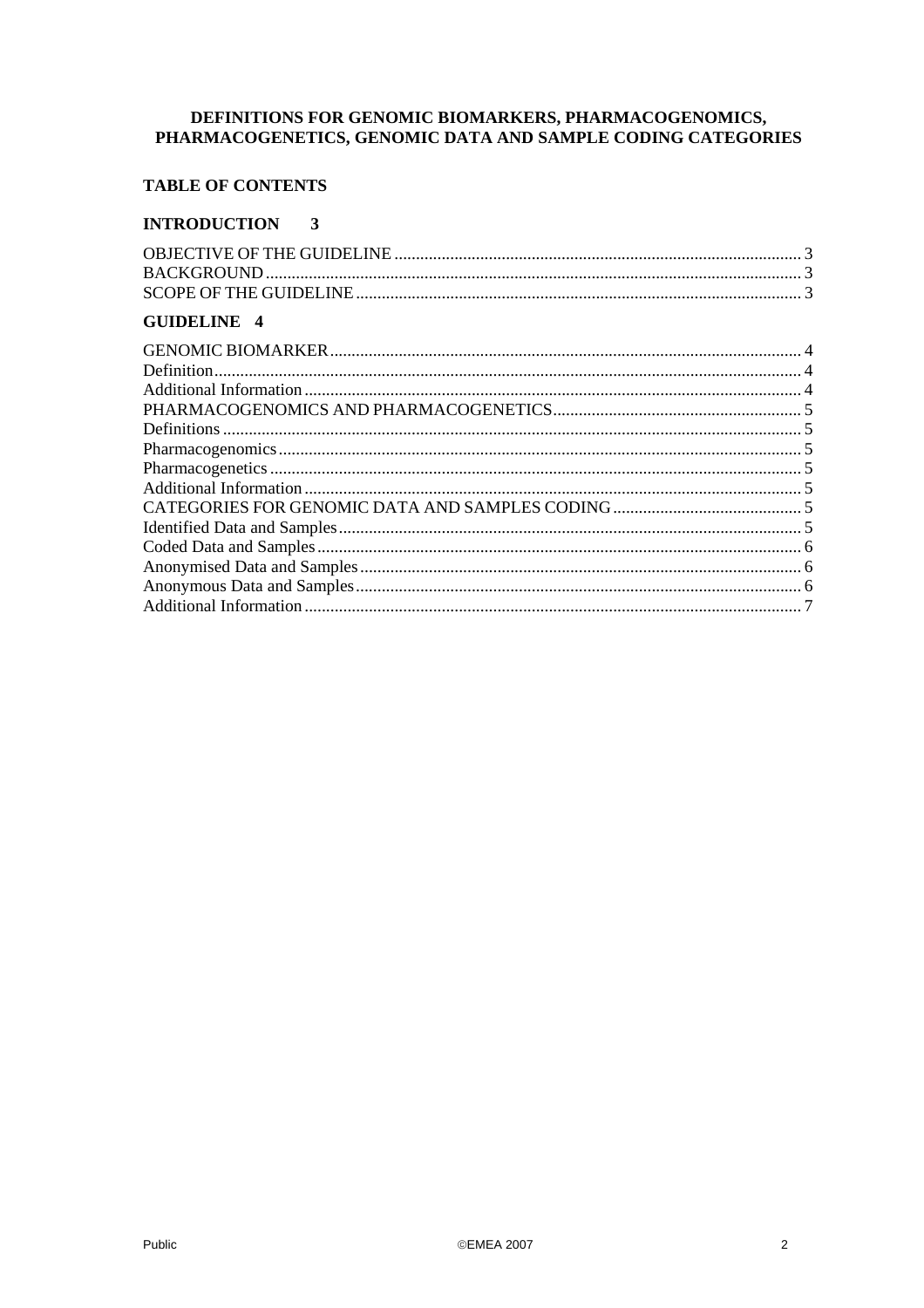**DEFINITIONS FOR GENOMIC BIOMARKERS, PHARMACOGENOMICS, PHARMACOGENETICS, GENOMIC DATA AND SAMPLE CODING CATEGORIES**

**TABLE OF CONTENTS**

**INTRODUCTION 3**

OBJECTIVE OF THE GUIDELINE ........ 3
BACKGROUND ........ 3
SCOPE OF THE GUIDELINE ........ 3

**GUIDELINE 4**

GENOMIC BIOMARKER ........ 4
Definition ........ 4
Additional Information ........ 4
PHARMACOGENOMICS AND PHARMACOGENETICS ........ 5
Definitions ........ 5
Pharmacogenomics ........ 5
Pharmacogenetics ........ 5
Additional Information ........ 5
CATEGORIES FOR GENOMIC DATA AND SAMPLES CODING ........ 5
Identified Data and Samples ........ 5
Coded Data and Samples ........ 6
Anonymised Data and Samples ........ 6
Anonymous Data and Samples ........ 6
Additional Information ........ 7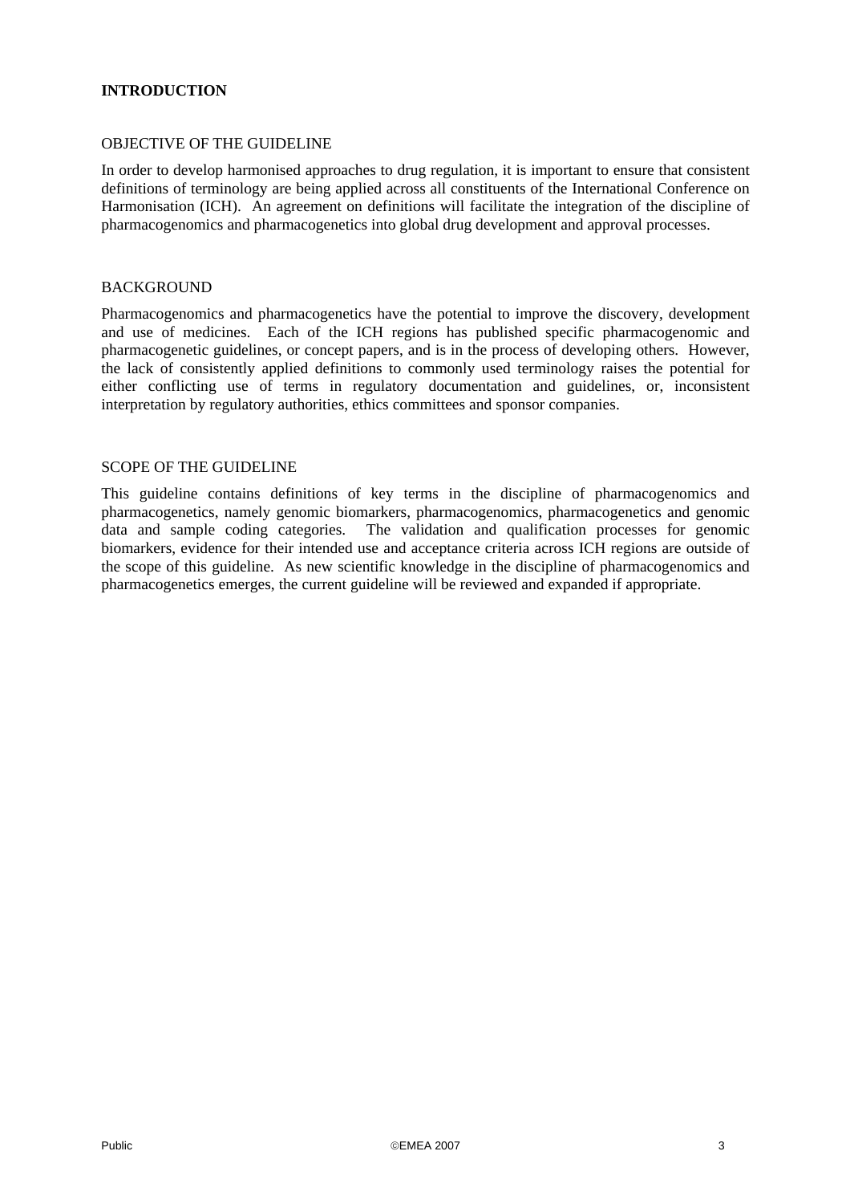# INTRODUCTION

## OBJECTIVE OF THE GUIDELINE

In order to develop harmonised approaches to drug regulation, it is important to ensure that consistent definitions of terminology are being applied across all constituents of the International Conference on Harmonisation (ICH). An agreement on definitions will facilitate the integration of the discipline of pharmacogenomics and pharmacogenetics into global drug development and approval processes.

## BACKGROUND

Pharmacogenomics and pharmacogenetics have the potential to improve the discovery, development and use of medicines. Each of the ICH regions has published specific pharmacogenomic and pharmacogenetic guidelines, or concept papers, and is in the process of developing others. However, the lack of consistently applied definitions to commonly used terminology raises the potential for either conflicting use of terms in regulatory documentation and guidelines, or, inconsistent interpretation by regulatory authorities, ethics committees and sponsor companies.

## SCOPE OF THE GUIDELINE

This guideline contains definitions of key terms in the discipline of pharmacogenomics and pharmacogenetics, namely genomic biomarkers, pharmacogenomics, pharmacogenetics and genomic data and sample coding categories. The validation and qualification processes for genomic biomarkers, evidence for their intended use and acceptance criteria across ICH regions are outside of the scope of this guideline. As new scientific knowledge in the discipline of pharmacogenomics and pharmacogenetics emerges, the current guideline will be reviewed and expanded if appropriate.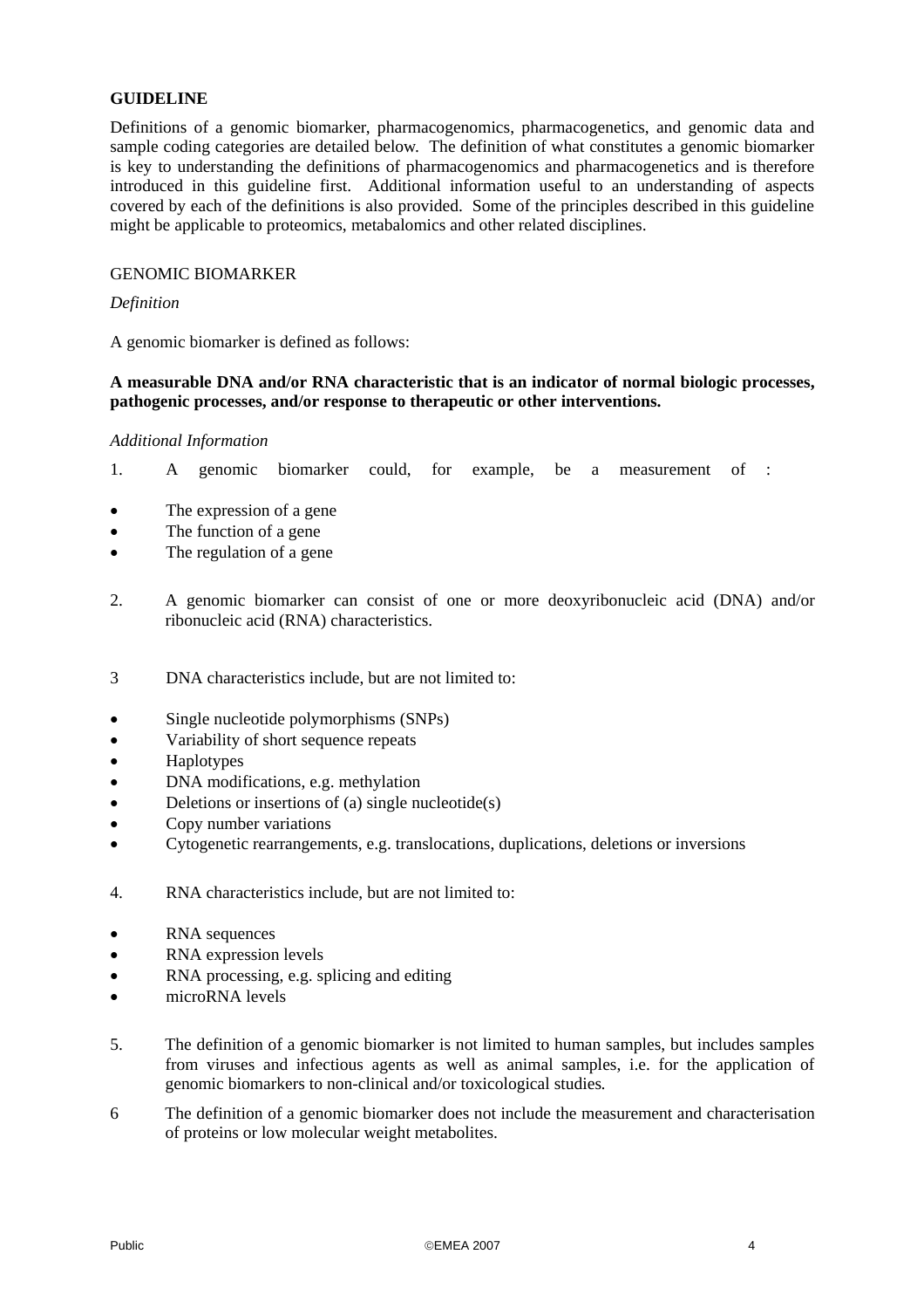**GUIDELINE**

Definitions of a genomic biomarker, pharmacogenomics, pharmacogenetics, and genomic data and sample coding categories are detailed below. The definition of what constitutes a genomic biomarker is key to understanding the definitions of pharmacogenomics and pharmacogenetics and is therefore introduced in this guideline first. Additional information useful to an understanding of aspects covered by each of the definitions is also provided. Some of the principles described in this guideline might be applicable to proteomics, metabalomics and other related disciplines.

GENOMIC BIOMARKER

*Definition*

A genomic biomarker is defined as follows:

**A measurable DNA and/or RNA characteristic that is an indicator of normal biologic processes, pathogenic processes, and/or response to therapeutic or other interventions.**

*Additional Information*

1. A genomic biomarker could, for example, be a measurement of :

- The expression of a gene
- The function of a gene
- The regulation of a gene

2. A genomic biomarker can consist of one or more deoxyribonucleic acid (DNA) and/or ribonucleic acid (RNA) characteristics.

3 DNA characteristics include, but are not limited to:

- Single nucleotide polymorphisms (SNPs)
- Variability of short sequence repeats
- Haplotypes
- DNA modifications, e.g. methylation
- Deletions or insertions of (a) single nucleotide(s)
- Copy number variations
- Cytogenetic rearrangements, e.g. translocations, duplications, deletions or inversions

4. RNA characteristics include, but are not limited to:

- RNA sequences
- RNA expression levels
- RNA processing, e.g. splicing and editing
- microRNA levels

5. The definition of a genomic biomarker is not limited to human samples, but includes samples from viruses and infectious agents as well as animal samples, i.e. for the application of genomic biomarkers to non-clinical and/or toxicological studies.

6 The definition of a genomic biomarker does not include the measurement and characterisation of proteins or low molecular weight metabolites.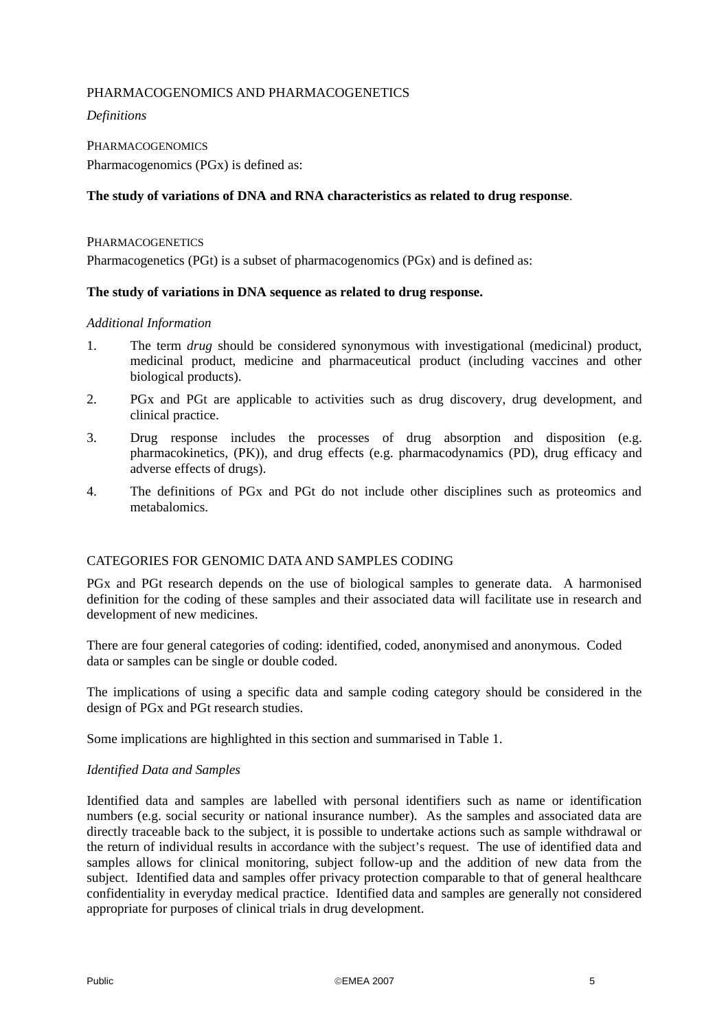## PHARMACOGENOMICS AND PHARMACOGENETICS

*Definitions*

### PHARMACOGENOMICS

Pharmacogenomics (PGx) is defined as:

**The study of variations of DNA and RNA characteristics as related to drug response**.

### PHARMACOGENETICS

Pharmacogenetics (PGt) is a subset of pharmacogenomics (PGx) and is defined as:

**The study of variations in DNA sequence as related to drug response.**

*Additional Information*

1. The term *drug* should be considered synonymous with investigational (medicinal) product, medicinal product, medicine and pharmaceutical product (including vaccines and other biological products).
2. PGx and PGt are applicable to activities such as drug discovery, drug development, and clinical practice.
3. Drug response includes the processes of drug absorption and disposition (e.g. pharmacokinetics, (PK)), and drug effects (e.g. pharmacodynamics (PD), drug efficacy and adverse effects of drugs).
4. The definitions of PGx and PGt do not include other disciplines such as proteomics and metabalomics.

## CATEGORIES FOR GENOMIC DATA AND SAMPLES CODING

PGx and PGt research depends on the use of biological samples to generate data. A harmonised definition for the coding of these samples and their associated data will facilitate use in research and development of new medicines.

There are four general categories of coding: identified, coded, anonymised and anonymous. Coded data or samples can be single or double coded.

The implications of using a specific data and sample coding category should be considered in the design of PGx and PGt research studies.

Some implications are highlighted in this section and summarised in Table 1.

*Identified Data and Samples*

Identified data and samples are labelled with personal identifiers such as name or identification numbers (e.g. social security or national insurance number). As the samples and associated data are directly traceable back to the subject, it is possible to undertake actions such as sample withdrawal or the return of individual results in accordance with the subject's request. The use of identified data and samples allows for clinical monitoring, subject follow-up and the addition of new data from the subject. Identified data and samples offer privacy protection comparable to that of general healthcare confidentiality in everyday medical practice. Identified data and samples are generally not considered appropriate for purposes of clinical trials in drug development.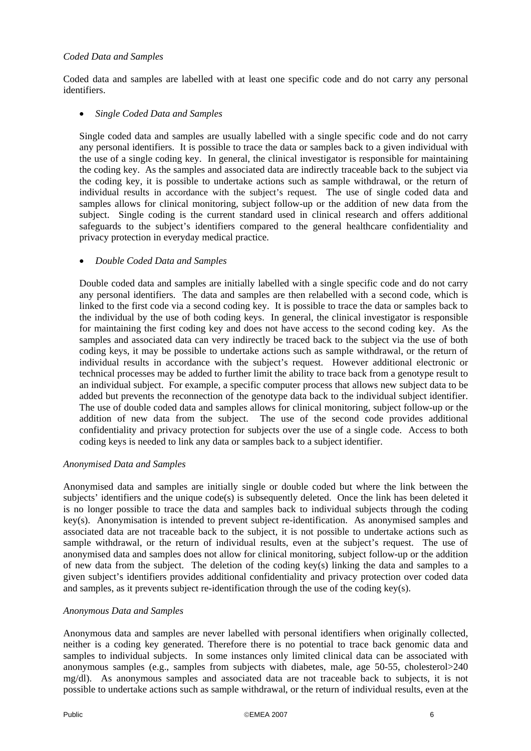*Coded Data and Samples*

Coded data and samples are labelled with at least one specific code and do not carry any personal identifiers.

- *Single Coded Data and Samples*

  Single coded data and samples are usually labelled with a single specific code and do not carry any personal identifiers. It is possible to trace the data or samples back to a given individual with the use of a single coding key. In general, the clinical investigator is responsible for maintaining the coding key. As the samples and associated data are indirectly traceable back to the subject via the coding key, it is possible to undertake actions such as sample withdrawal, or the return of individual results in accordance with the subject's request. The use of single coded data and samples allows for clinical monitoring, subject follow-up or the addition of new data from the subject. Single coding is the current standard used in clinical research and offers additional safeguards to the subject's identifiers compared to the general healthcare confidentiality and privacy protection in everyday medical practice.

- *Double Coded Data and Samples*

  Double coded data and samples are initially labelled with a single specific code and do not carry any personal identifiers. The data and samples are then relabelled with a second code, which is linked to the first code via a second coding key. It is possible to trace the data or samples back to the individual by the use of both coding keys. In general, the clinical investigator is responsible for maintaining the first coding key and does not have access to the second coding key. As the samples and associated data can very indirectly be traced back to the subject via the use of both coding keys, it may be possible to undertake actions such as sample withdrawal, or the return of individual results in accordance with the subject's request. However additional electronic or technical processes may be added to further limit the ability to trace back from a genotype result to an individual subject. For example, a specific computer process that allows new subject data to be added but prevents the reconnection of the genotype data back to the individual subject identifier. The use of double coded data and samples allows for clinical monitoring, subject follow-up or the addition of new data from the subject. The use of the second code provides additional confidentiality and privacy protection for subjects over the use of a single code. Access to both coding keys is needed to link any data or samples back to a subject identifier.

*Anonymised Data and Samples*

Anonymised data and samples are initially single or double coded but where the link between the subjects' identifiers and the unique code(s) is subsequently deleted. Once the link has been deleted it is no longer possible to trace the data and samples back to individual subjects through the coding key(s). Anonymisation is intended to prevent subject re-identification. As anonymised samples and associated data are not traceable back to the subject, it is not possible to undertake actions such as sample withdrawal, or the return of individual results, even at the subject's request. The use of anonymised data and samples does not allow for clinical monitoring, subject follow-up or the addition of new data from the subject. The deletion of the coding key(s) linking the data and samples to a given subject's identifiers provides additional confidentiality and privacy protection over coded data and samples, as it prevents subject re-identification through the use of the coding key(s).

*Anonymous Data and Samples*

Anonymous data and samples are never labelled with personal identifiers when originally collected, neither is a coding key generated. Therefore there is no potential to trace back genomic data and samples to individual subjects. In some instances only limited clinical data can be associated with anonymous samples (e.g., samples from subjects with diabetes, male, age 50-55, cholesterol>240 mg/dl). As anonymous samples and associated data are not traceable back to subjects, it is not possible to undertake actions such as sample withdrawal, or the return of individual results, even at the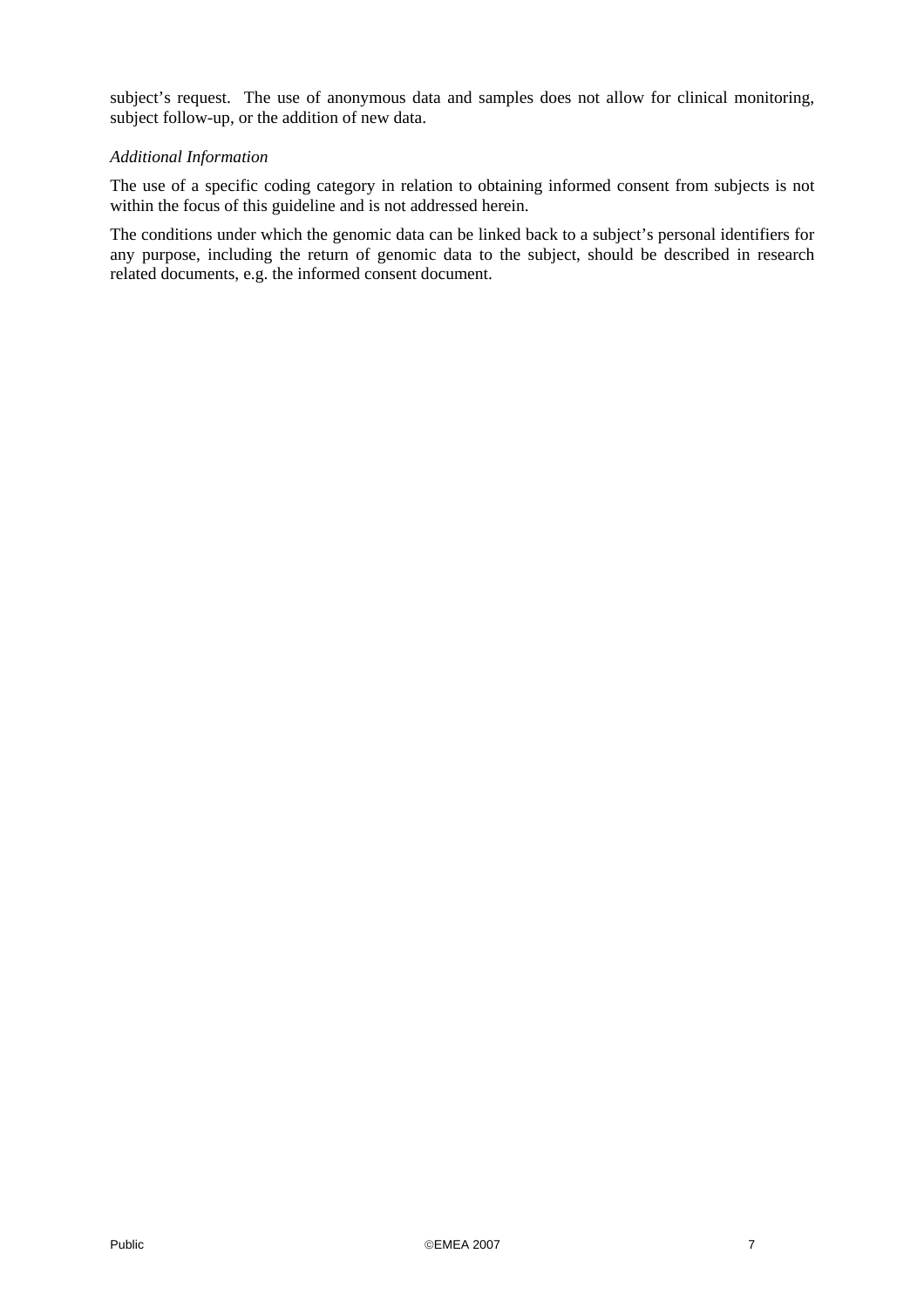subject's request. The use of anonymous data and samples does not allow for clinical monitoring, subject follow-up, or the addition of new data.

*Additional Information*

The use of a specific coding category in relation to obtaining informed consent from subjects is not within the focus of this guideline and is not addressed herein.

The conditions under which the genomic data can be linked back to a subject's personal identifiers for any purpose, including the return of genomic data to the subject, should be described in research related documents, e.g. the informed consent document.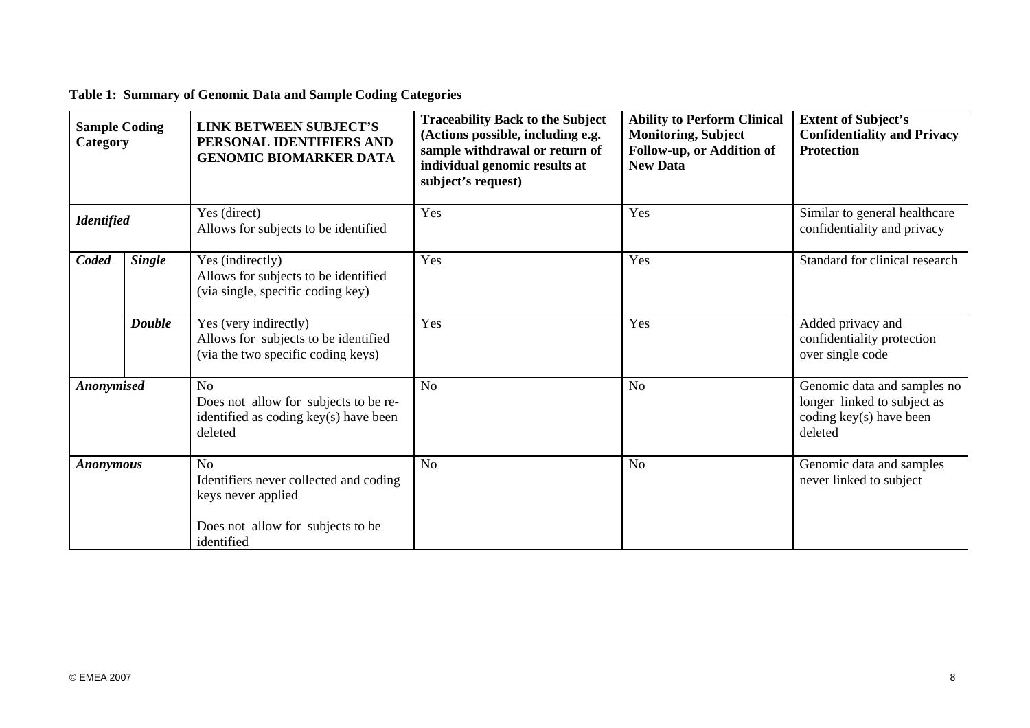**Table 1: Summary of Genomic Data and Sample Coding Categories**

| Sample Coding Category | | LINK BETWEEN SUBJECT'S PERSONAL IDENTIFIERS AND GENOMIC BIOMARKER DATA | Traceability Back to the Subject (Actions possible, including e.g. sample withdrawal or return of individual genomic results at subject's request) | Ability to Perform Clinical Monitoring, Subject Follow-up, or Addition of New Data | Extent of Subject's Confidentiality and Privacy Protection |
|---|---|---|---|---|---|
| ***Identified*** | | Yes (direct)<br>Allows for subjects to be identified | Yes | Yes | Similar to general healthcare confidentiality and privacy |
| ***Coded*** | ***Single*** | Yes (indirectly)<br>Allows for subjects to be identified (via single, specific coding key) | Yes | Yes | Standard for clinical research |
| | ***Double*** | Yes (very indirectly)<br>Allows for subjects to be identified (via the two specific coding keys) | Yes | Yes | Added privacy and confidentiality protection over single code |
| ***Anonymised*** | | No<br>Does not allow for subjects to be re-identified as coding key(s) have been deleted | No | No | Genomic data and samples no longer linked to subject as coding key(s) have been deleted |
| ***Anonymous*** | | No<br>Identifiers never collected and coding keys never applied<br><br>Does not allow for subjects to be identified | No | No | Genomic data and samples never linked to subject |

© EMEA 2007